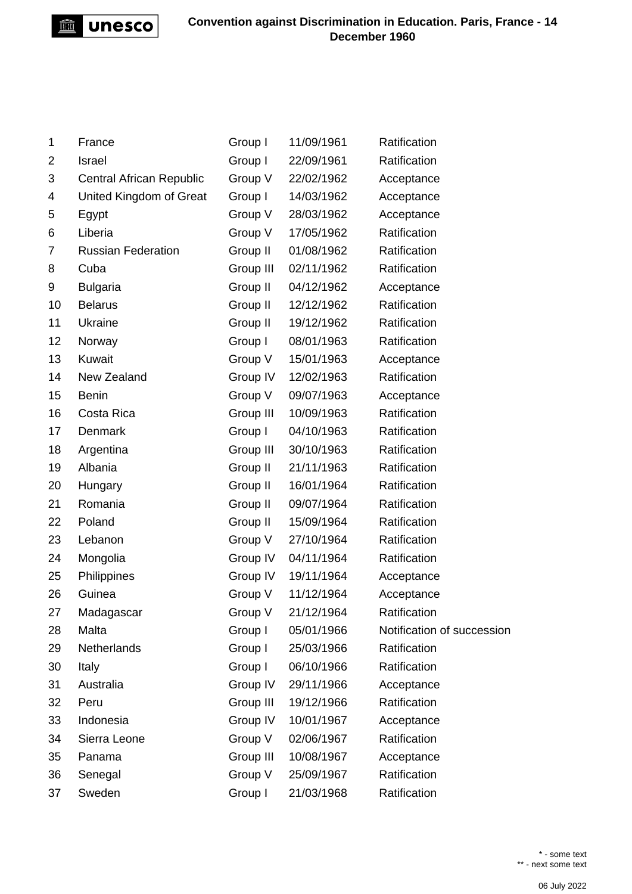# Convention against Discrimination in Education. Paris, France - 14 December 1960

| | | | | |
|---|---|---|---|---|
| 1 | France | Group I | 11/09/1961 | Ratification |
| 2 | Israel | Group I | 22/09/1961 | Ratification |
| 3 | Central African Republic | Group V | 22/02/1962 | Acceptance |
| 4 | United Kingdom of Great | Group I | 14/03/1962 | Acceptance |
| 5 | Egypt | Group V | 28/03/1962 | Acceptance |
| 6 | Liberia | Group V | 17/05/1962 | Ratification |
| 7 | Russian Federation | Group II | 01/08/1962 | Ratification |
| 8 | Cuba | Group III | 02/11/1962 | Ratification |
| 9 | Bulgaria | Group II | 04/12/1962 | Acceptance |
| 10 | Belarus | Group II | 12/12/1962 | Ratification |
| 11 | Ukraine | Group II | 19/12/1962 | Ratification |
| 12 | Norway | Group I | 08/01/1963 | Ratification |
| 13 | Kuwait | Group V | 15/01/1963 | Acceptance |
| 14 | New Zealand | Group IV | 12/02/1963 | Ratification |
| 15 | Benin | Group V | 09/07/1963 | Acceptance |
| 16 | Costa Rica | Group III | 10/09/1963 | Ratification |
| 17 | Denmark | Group I | 04/10/1963 | Ratification |
| 18 | Argentina | Group III | 30/10/1963 | Ratification |
| 19 | Albania | Group II | 21/11/1963 | Ratification |
| 20 | Hungary | Group II | 16/01/1964 | Ratification |
| 21 | Romania | Group II | 09/07/1964 | Ratification |
| 22 | Poland | Group II | 15/09/1964 | Ratification |
| 23 | Lebanon | Group V | 27/10/1964 | Ratification |
| 24 | Mongolia | Group IV | 04/11/1964 | Ratification |
| 25 | Philippines | Group IV | 19/11/1964 | Acceptance |
| 26 | Guinea | Group V | 11/12/1964 | Acceptance |
| 27 | Madagascar | Group V | 21/12/1964 | Ratification |
| 28 | Malta | Group I | 05/01/1966 | Notification of succession |
| 29 | Netherlands | Group I | 25/03/1966 | Ratification |
| 30 | Italy | Group I | 06/10/1966 | Ratification |
| 31 | Australia | Group IV | 29/11/1966 | Acceptance |
| 32 | Peru | Group III | 19/12/1966 | Ratification |
| 33 | Indonesia | Group IV | 10/01/1967 | Acceptance |
| 34 | Sierra Leone | Group V | 02/06/1967 | Ratification |
| 35 | Panama | Group III | 10/08/1967 | Acceptance |
| 36 | Senegal | Group V | 25/09/1967 | Ratification |
| 37 | Sweden | Group I | 21/03/1968 | Ratification |

* - some text
** - next some text

06 July 2022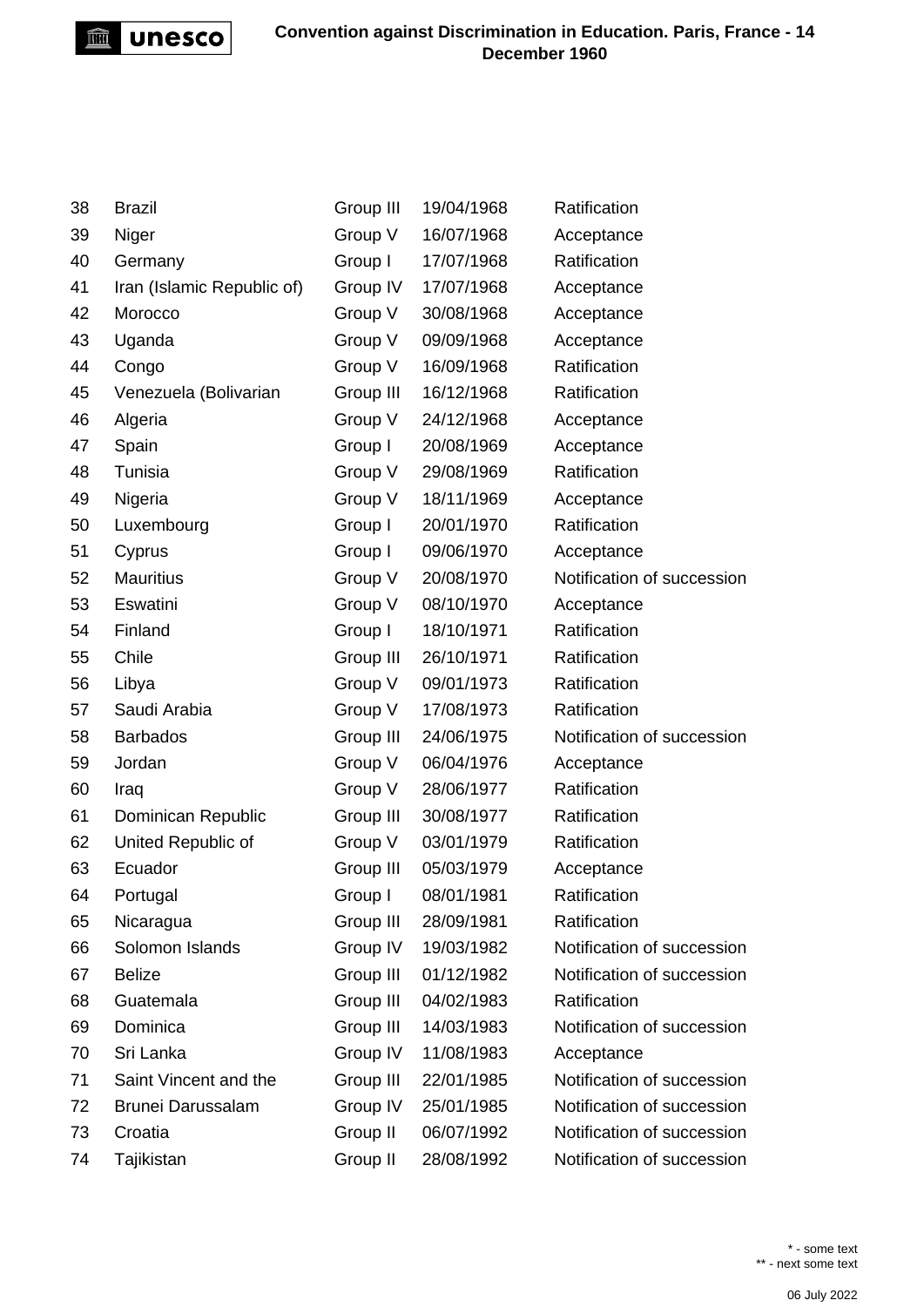| | | | | |
|---|---|---|---|---|
| 38 | Brazil | Group III | 19/04/1968 | Ratification |
| 39 | Niger | Group V | 16/07/1968 | Acceptance |
| 40 | Germany | Group I | 17/07/1968 | Ratification |
| 41 | Iran (Islamic Republic of) | Group IV | 17/07/1968 | Acceptance |
| 42 | Morocco | Group V | 30/08/1968 | Acceptance |
| 43 | Uganda | Group V | 09/09/1968 | Acceptance |
| 44 | Congo | Group V | 16/09/1968 | Ratification |
| 45 | Venezuela (Bolivarian | Group III | 16/12/1968 | Ratification |
| 46 | Algeria | Group V | 24/12/1968 | Acceptance |
| 47 | Spain | Group I | 20/08/1969 | Acceptance |
| 48 | Tunisia | Group V | 29/08/1969 | Ratification |
| 49 | Nigeria | Group V | 18/11/1969 | Acceptance |
| 50 | Luxembourg | Group I | 20/01/1970 | Ratification |
| 51 | Cyprus | Group I | 09/06/1970 | Acceptance |
| 52 | Mauritius | Group V | 20/08/1970 | Notification of succession |
| 53 | Eswatini | Group V | 08/10/1970 | Acceptance |
| 54 | Finland | Group I | 18/10/1971 | Ratification |
| 55 | Chile | Group III | 26/10/1971 | Ratification |
| 56 | Libya | Group V | 09/01/1973 | Ratification |
| 57 | Saudi Arabia | Group V | 17/08/1973 | Ratification |
| 58 | Barbados | Group III | 24/06/1975 | Notification of succession |
| 59 | Jordan | Group V | 06/04/1976 | Acceptance |
| 60 | Iraq | Group V | 28/06/1977 | Ratification |
| 61 | Dominican Republic | Group III | 30/08/1977 | Ratification |
| 62 | United Republic of | Group V | 03/01/1979 | Ratification |
| 63 | Ecuador | Group III | 05/03/1979 | Acceptance |
| 64 | Portugal | Group I | 08/01/1981 | Ratification |
| 65 | Nicaragua | Group III | 28/09/1981 | Ratification |
| 66 | Solomon Islands | Group IV | 19/03/1982 | Notification of succession |
| 67 | Belize | Group III | 01/12/1982 | Notification of succession |
| 68 | Guatemala | Group III | 04/02/1983 | Ratification |
| 69 | Dominica | Group III | 14/03/1983 | Notification of succession |
| 70 | Sri Lanka | Group IV | 11/08/1983 | Acceptance |
| 71 | Saint Vincent and the | Group III | 22/01/1985 | Notification of succession |
| 72 | Brunei Darussalam | Group IV | 25/01/1985 | Notification of succession |
| 73 | Croatia | Group II | 06/07/1992 | Notification of succession |
| 74 | Tajikistan | Group II | 28/08/1992 | Notification of succession |

* - some text
** - next some text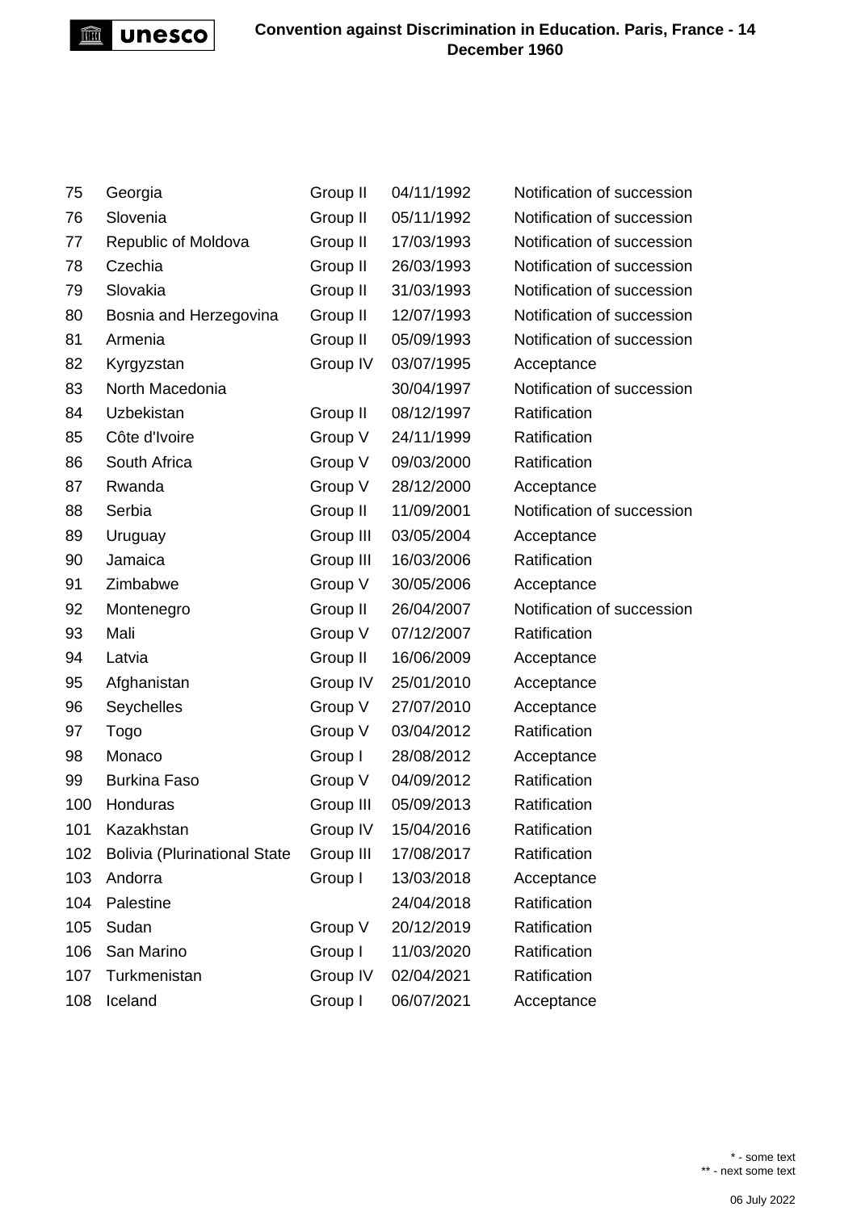| | | | | |
|---|---|---|---|---|
| 75 | Georgia | Group II | 04/11/1992 | Notification of succession |
| 76 | Slovenia | Group II | 05/11/1992 | Notification of succession |
| 77 | Republic of Moldova | Group II | 17/03/1993 | Notification of succession |
| 78 | Czechia | Group II | 26/03/1993 | Notification of succession |
| 79 | Slovakia | Group II | 31/03/1993 | Notification of succession |
| 80 | Bosnia and Herzegovina | Group II | 12/07/1993 | Notification of succession |
| 81 | Armenia | Group II | 05/09/1993 | Notification of succession |
| 82 | Kyrgyzstan | Group IV | 03/07/1995 | Acceptance |
| 83 | North Macedonia | | 30/04/1997 | Notification of succession |
| 84 | Uzbekistan | Group II | 08/12/1997 | Ratification |
| 85 | Côte d'Ivoire | Group V | 24/11/1999 | Ratification |
| 86 | South Africa | Group V | 09/03/2000 | Ratification |
| 87 | Rwanda | Group V | 28/12/2000 | Acceptance |
| 88 | Serbia | Group II | 11/09/2001 | Notification of succession |
| 89 | Uruguay | Group III | 03/05/2004 | Acceptance |
| 90 | Jamaica | Group III | 16/03/2006 | Ratification |
| 91 | Zimbabwe | Group V | 30/05/2006 | Acceptance |
| 92 | Montenegro | Group II | 26/04/2007 | Notification of succession |
| 93 | Mali | Group V | 07/12/2007 | Ratification |
| 94 | Latvia | Group II | 16/06/2009 | Acceptance |
| 95 | Afghanistan | Group IV | 25/01/2010 | Acceptance |
| 96 | Seychelles | Group V | 27/07/2010 | Acceptance |
| 97 | Togo | Group V | 03/04/2012 | Ratification |
| 98 | Monaco | Group I | 28/08/2012 | Acceptance |
| 99 | Burkina Faso | Group V | 04/09/2012 | Ratification |
| 100 | Honduras | Group III | 05/09/2013 | Ratification |
| 101 | Kazakhstan | Group IV | 15/04/2016 | Ratification |
| 102 | Bolivia (Plurinational State | Group III | 17/08/2017 | Ratification |
| 103 | Andorra | Group I | 13/03/2018 | Acceptance |
| 104 | Palestine | | 24/04/2018 | Ratification |
| 105 | Sudan | Group V | 20/12/2019 | Ratification |
| 106 | San Marino | Group I | 11/03/2020 | Ratification |
| 107 | Turkmenistan | Group IV | 02/04/2021 | Ratification |
| 108 | Iceland | Group I | 06/07/2021 | Acceptance |

* - some text
** - next some text